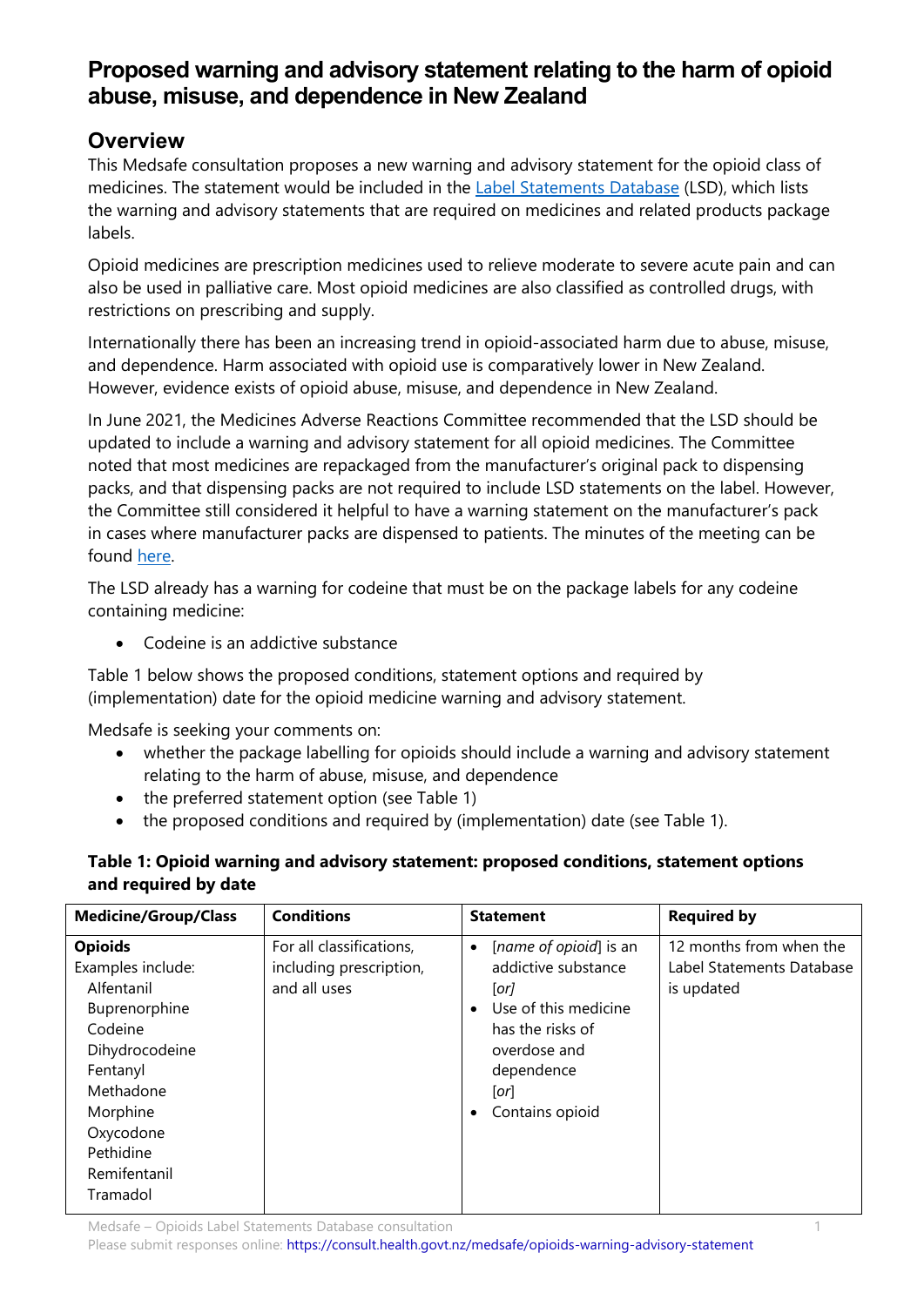# Proposed warning and advisory statement relating to the harm of opioid abuse, misuse, and dependence in New Zealand

## Overview

This Medsafe consultation proposes a new warning and advisory statement for the opioid class of medicines. The statement would be included in the Label Statements Database (LSD), which lists the warning and advisory statements that are required on medicines and related products package labels.

Opioid medicines are prescription medicines used to relieve moderate to severe acute pain and can also be used in palliative care. Most opioid medicines are also classified as controlled drugs, with restrictions on prescribing and supply.

Internationally there has been an increasing trend in opioid-associated harm due to abuse, misuse, and dependence. Harm associated with opioid use is comparatively lower in New Zealand. However, evidence exists of opioid abuse, misuse, and dependence in New Zealand.

In June 2021, the Medicines Adverse Reactions Committee recommended that the LSD should be updated to include a warning and advisory statement for all opioid medicines. The Committee noted that most medicines are repackaged from the manufacturer's original pack to dispensing packs, and that dispensing packs are not required to include LSD statements on the label. However, the Committee still considered it helpful to have a warning statement on the manufacturer's pack in cases where manufacturer packs are dispensed to patients. The minutes of the meeting can be found here.

The LSD already has a warning for codeine that must be on the package labels for any codeine containing medicine:

- Codeine is an addictive substance

Table 1 below shows the proposed conditions, statement options and required by (implementation) date for the opioid medicine warning and advisory statement.

Medsafe is seeking your comments on:

- whether the package labelling for opioids should include a warning and advisory statement relating to the harm of abuse, misuse, and dependence
- the preferred statement option (see Table 1)
- the proposed conditions and required by (implementation) date (see Table 1).

**Table 1: Opioid warning and advisory statement: proposed conditions, statement options and required by date**

| Medicine/Group/Class | Conditions | Statement | Required by |
|---|---|---|---|
| **Opioids**<br>Examples include:<br>Alfentanil<br>Buprenorphine<br>Codeine<br>Dihydrocodeine<br>Fentanyl<br>Methadone<br>Morphine<br>Oxycodone<br>Pethidine<br>Remifentanil<br>Tramadol | For all classifications, including prescription, and all uses | • [*name of opioid*] is an addictive substance<br>[*or*]<br>• Use of this medicine has the risks of overdose and dependence<br>[*or*]<br>• Contains opioid | 12 months from when the Label Statements Database is updated |

Please submit responses online: https://consult.health.govt.nz/medsafe/opioids-warning-advisory-statement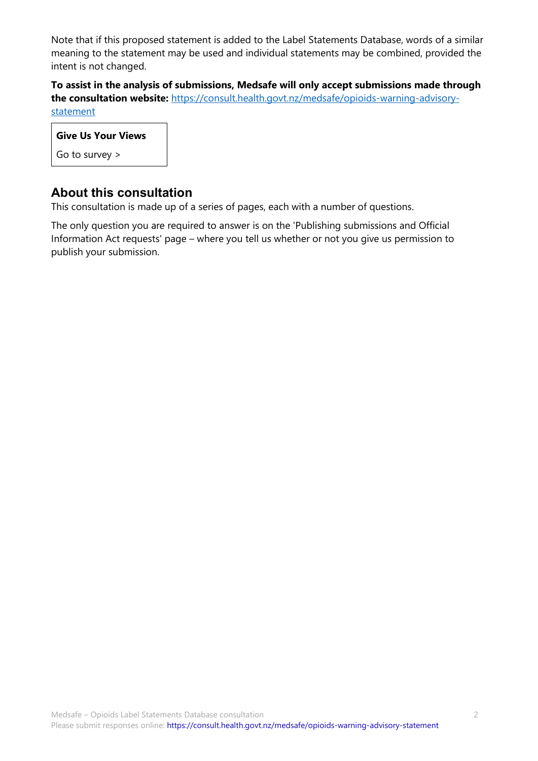Note that if this proposed statement is added to the Label Statements Database, words of a similar meaning to the statement may be used and individual statements may be combined, provided the intent is not changed.

**To assist in the analysis of submissions, Medsafe will only accept submissions made through the consultation website:** [https://consult.health.govt.nz/medsafe/opioids-warning-advisory-statement](https://consult.health.govt.nz/medsafe/opioids-warning-advisory-statement)

| **Give Us Your Views** |
| --- |
| Go to survey > |

## About this consultation

This consultation is made up of a series of pages, each with a number of questions.

The only question you are required to answer is on the 'Publishing submissions and Official Information Act requests' page – where you tell us whether or not you give us permission to publish your submission.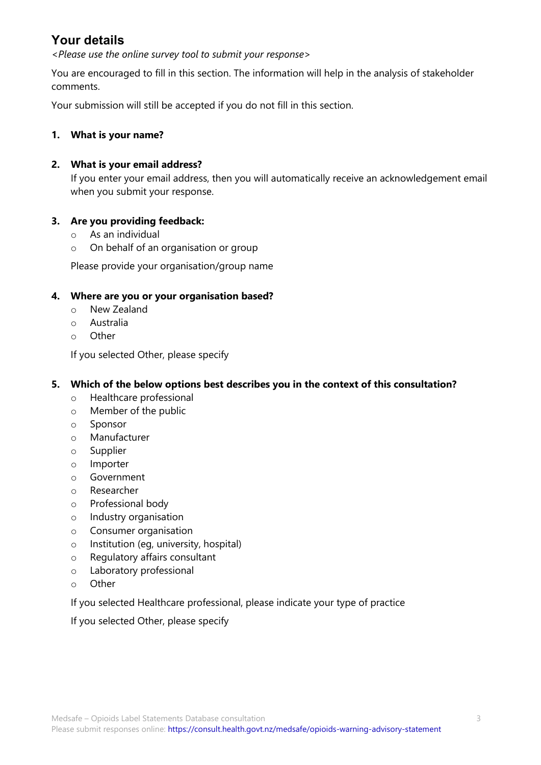## Your details

*<Please use the online survey tool to submit your response>*

You are encouraged to fill in this section. The information will help in the analysis of stakeholder comments.

Your submission will still be accepted if you do not fill in this section.

1. **What is your name?**

2. **What is your email address?**

   If you enter your email address, then you will automatically receive an acknowledgement email when you submit your response.

3. **Are you providing feedback:**
   - As an individual
   - On behalf of an organisation or group

   Please provide your organisation/group name

4. **Where are you or your organisation based?**
   - New Zealand
   - Australia
   - Other

   If you selected Other, please specify

5. **Which of the below options best describes you in the context of this consultation?**
   - Healthcare professional
   - Member of the public
   - Sponsor
   - Manufacturer
   - Supplier
   - Importer
   - Government
   - Researcher
   - Professional body
   - Industry organisation
   - Consumer organisation
   - Institution (eg, university, hospital)
   - Regulatory affairs consultant
   - Laboratory professional
   - Other

   If you selected Healthcare professional, please indicate your type of practice

   If you selected Other, please specify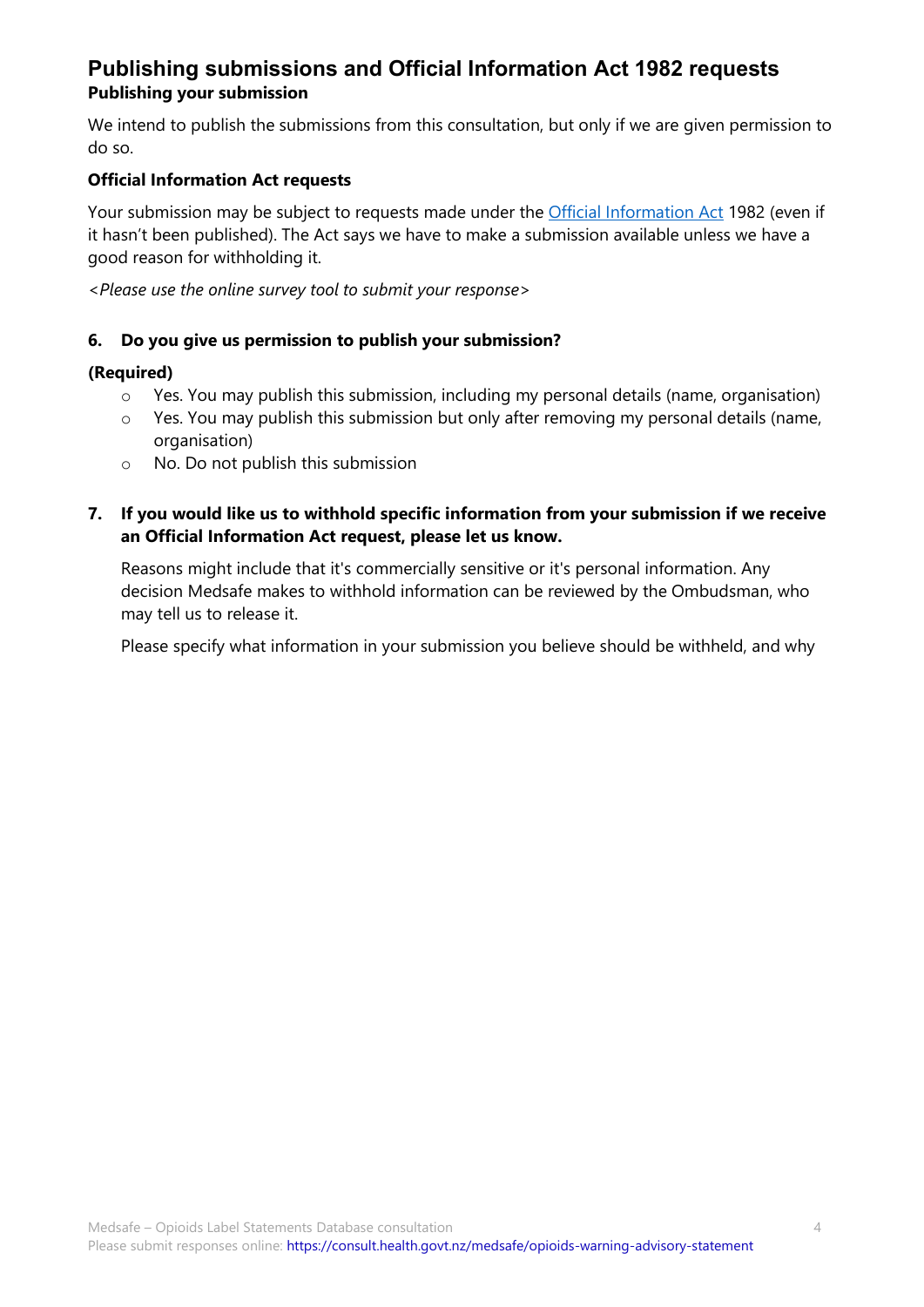## Publishing submissions and Official Information Act 1982 requests

### Publishing your submission

We intend to publish the submissions from this consultation, but only if we are given permission to do so.

### Official Information Act requests

Your submission may be subject to requests made under the [Official Information Act](#) 1982 (even if it hasn't been published). The Act says we have to make a submission available unless we have a good reason for withholding it.

*<Please use the online survey tool to submit your response>*

**6. Do you give us permission to publish your submission?**

**(Required)**

- Yes. You may publish this submission, including my personal details (name, organisation)
- Yes. You may publish this submission but only after removing my personal details (name, organisation)
- No. Do not publish this submission

**7. If you would like us to withhold specific information from your submission if we receive an Official Information Act request, please let us know.**

Reasons might include that it's commercially sensitive or it's personal information. Any decision Medsafe makes to withhold information can be reviewed by the Ombudsman, who may tell us to release it.

Please specify what information in your submission you believe should be withheld, and why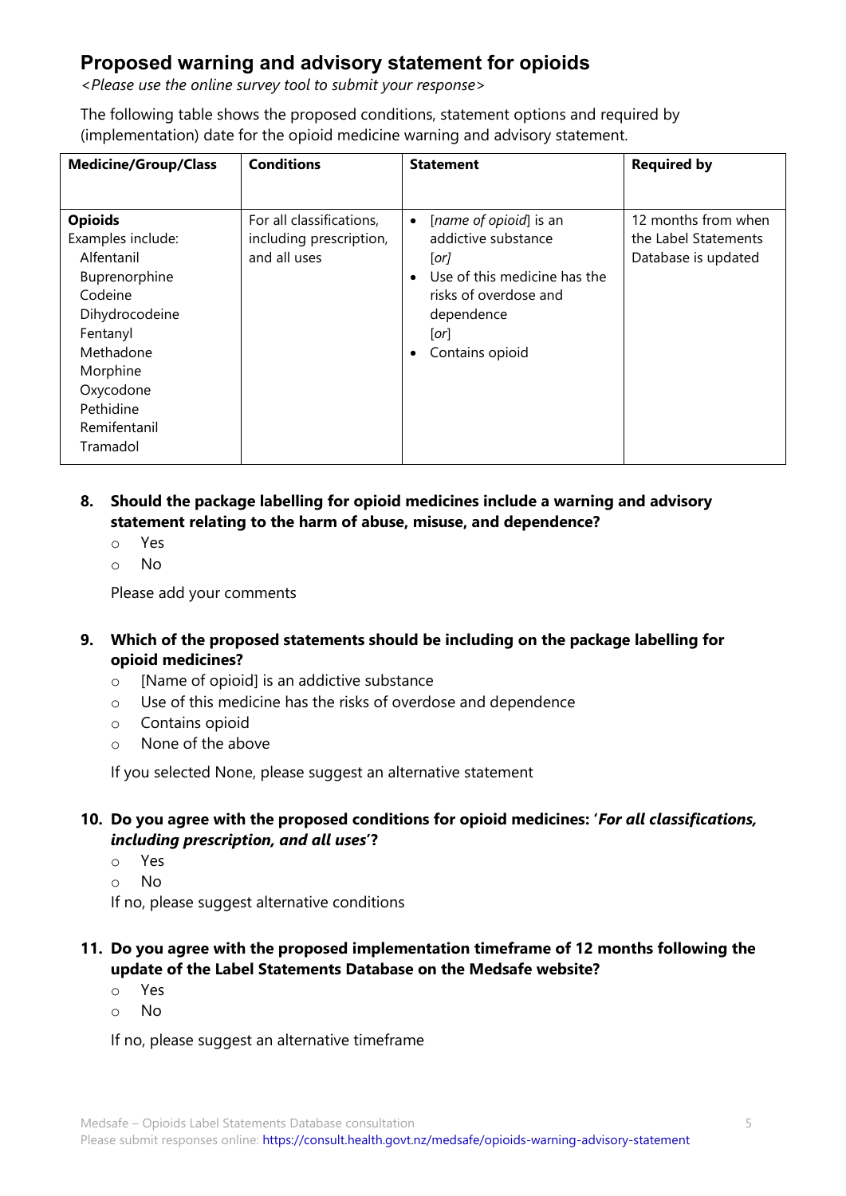## Proposed warning and advisory statement for opioids

*<Please use the online survey tool to submit your response>*

The following table shows the proposed conditions, statement options and required by (implementation) date for the opioid medicine warning and advisory statement.

| Medicine/Group/Class | Conditions | Statement | Required by |
|---|---|---|---|
| **Opioids**<br>Examples include:<br>Alfentanil<br>Buprenorphine<br>Codeine<br>Dihydrocodeine<br>Fentanyl<br>Methadone<br>Morphine<br>Oxycodone<br>Pethidine<br>Remifentanil<br>Tramadol | For all classifications, including prescription, and all uses | • [*name of opioid*] is an addictive substance<br>[*or*]<br>• Use of this medicine has the risks of overdose and dependence<br>[*or*]<br>• Contains opioid | 12 months from when the Label Statements Database is updated |

**8. Should the package labelling for opioid medicines include a warning and advisory statement relating to the harm of abuse, misuse, and dependence?**

- Yes
- No

Please add your comments

**9. Which of the proposed statements should be including on the package labelling for opioid medicines?**

- [Name of opioid] is an addictive substance
- Use of this medicine has the risks of overdose and dependence
- Contains opioid
- None of the above

If you selected None, please suggest an alternative statement

**10. Do you agree with the proposed conditions for opioid medicines: '*For all classifications, including prescription, and all uses*'?**

- Yes
- No

If no, please suggest alternative conditions

**11. Do you agree with the proposed implementation timeframe of 12 months following the update of the Label Statements Database on the Medsafe website?**

- Yes
- No

If no, please suggest an alternative timeframe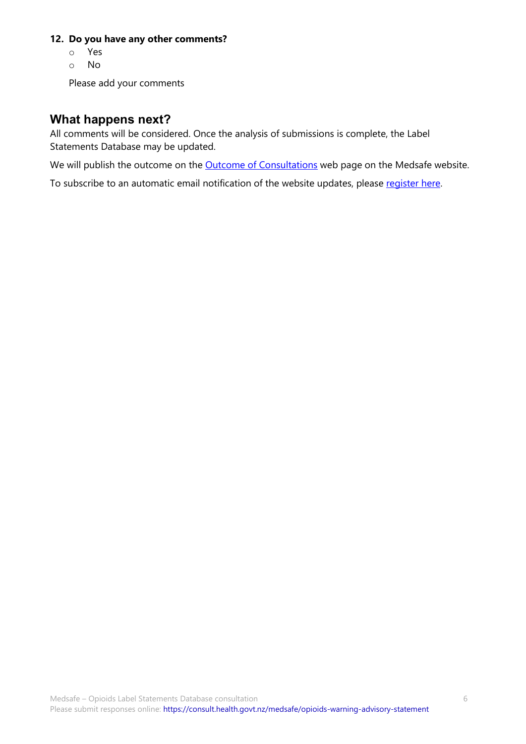**12. Do you have any other comments?**

- Yes
- No

Please add your comments

## What happens next?

All comments will be considered. Once the analysis of submissions is complete, the Label Statements Database may be updated.

We will publish the outcome on the Outcome of Consultations web page on the Medsafe website.

To subscribe to an automatic email notification of the website updates, please register here.